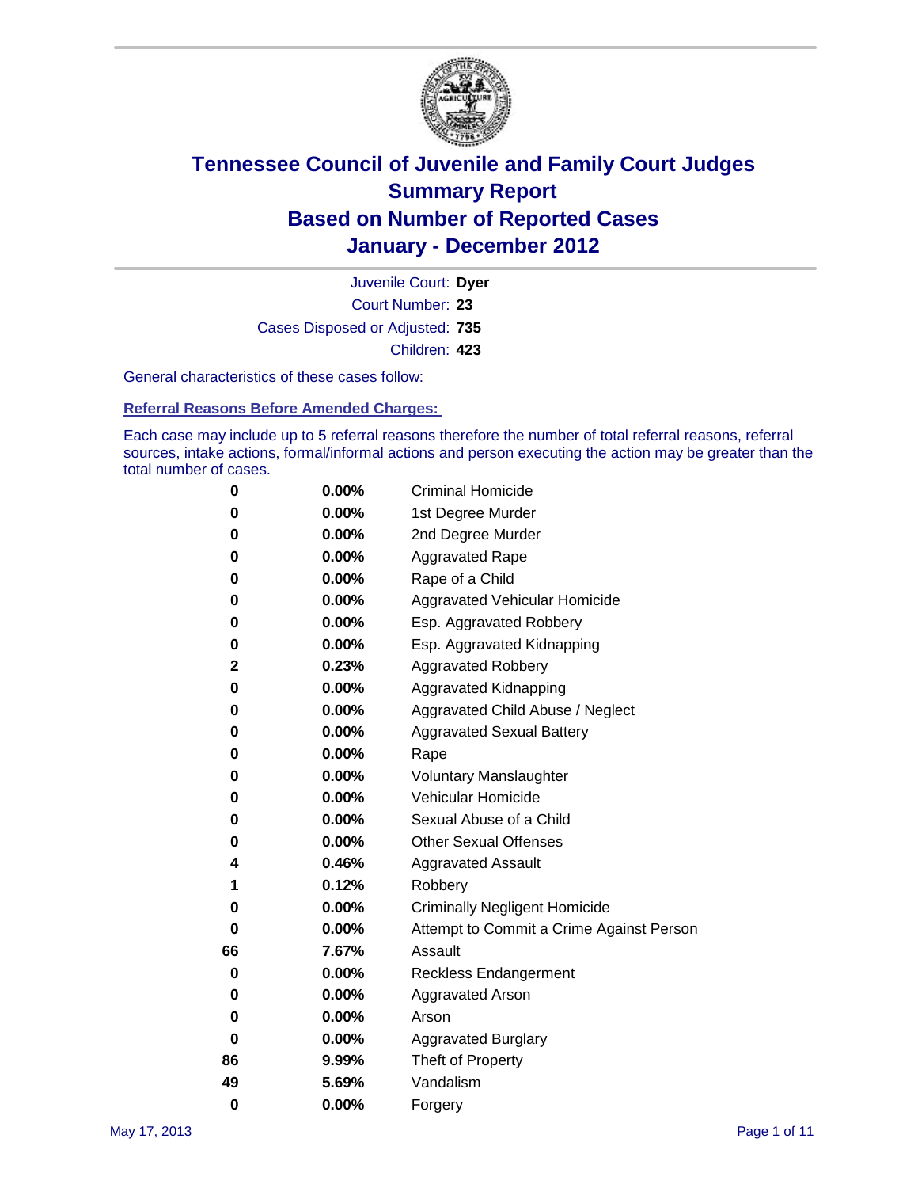# Tennessee Council of Juvenile and Family Court Judges
## Summary Report
## Based on Number of Reported Cases
## January - December 2012

Juvenile Court: **Dyer**

Court Number: **23**

Cases Disposed or Adjusted: **735**

Children: **423**

General characteristics of these cases follow:

### Referral Reasons Before Amended Charges:

Each case may include up to 5 referral reasons therefore the number of total referral reasons, referral sources, intake actions, formal/informal actions and person executing the action may be greater than the total number of cases.

| Count | Percent | Referral Reason |
|---|---|---|
| 0 | 0.00% | Criminal Homicide |
| 0 | 0.00% | 1st Degree Murder |
| 0 | 0.00% | 2nd Degree Murder |
| 0 | 0.00% | Aggravated Rape |
| 0 | 0.00% | Rape of a Child |
| 0 | 0.00% | Aggravated Vehicular Homicide |
| 0 | 0.00% | Esp. Aggravated Robbery |
| 0 | 0.00% | Esp. Aggravated Kidnapping |
| 2 | 0.23% | Aggravated Robbery |
| 0 | 0.00% | Aggravated Kidnapping |
| 0 | 0.00% | Aggravated Child Abuse / Neglect |
| 0 | 0.00% | Aggravated Sexual Battery |
| 0 | 0.00% | Rape |
| 0 | 0.00% | Voluntary Manslaughter |
| 0 | 0.00% | Vehicular Homicide |
| 0 | 0.00% | Sexual Abuse of a Child |
| 0 | 0.00% | Other Sexual Offenses |
| 4 | 0.46% | Aggravated Assault |
| 1 | 0.12% | Robbery |
| 0 | 0.00% | Criminally Negligent Homicide |
| 0 | 0.00% | Attempt to Commit a Crime Against Person |
| 66 | 7.67% | Assault |
| 0 | 0.00% | Reckless Endangerment |
| 0 | 0.00% | Aggravated Arson |
| 0 | 0.00% | Arson |
| 0 | 0.00% | Aggravated Burglary |
| 86 | 9.99% | Theft of Property |
| 49 | 5.69% | Vandalism |
| 0 | 0.00% | Forgery |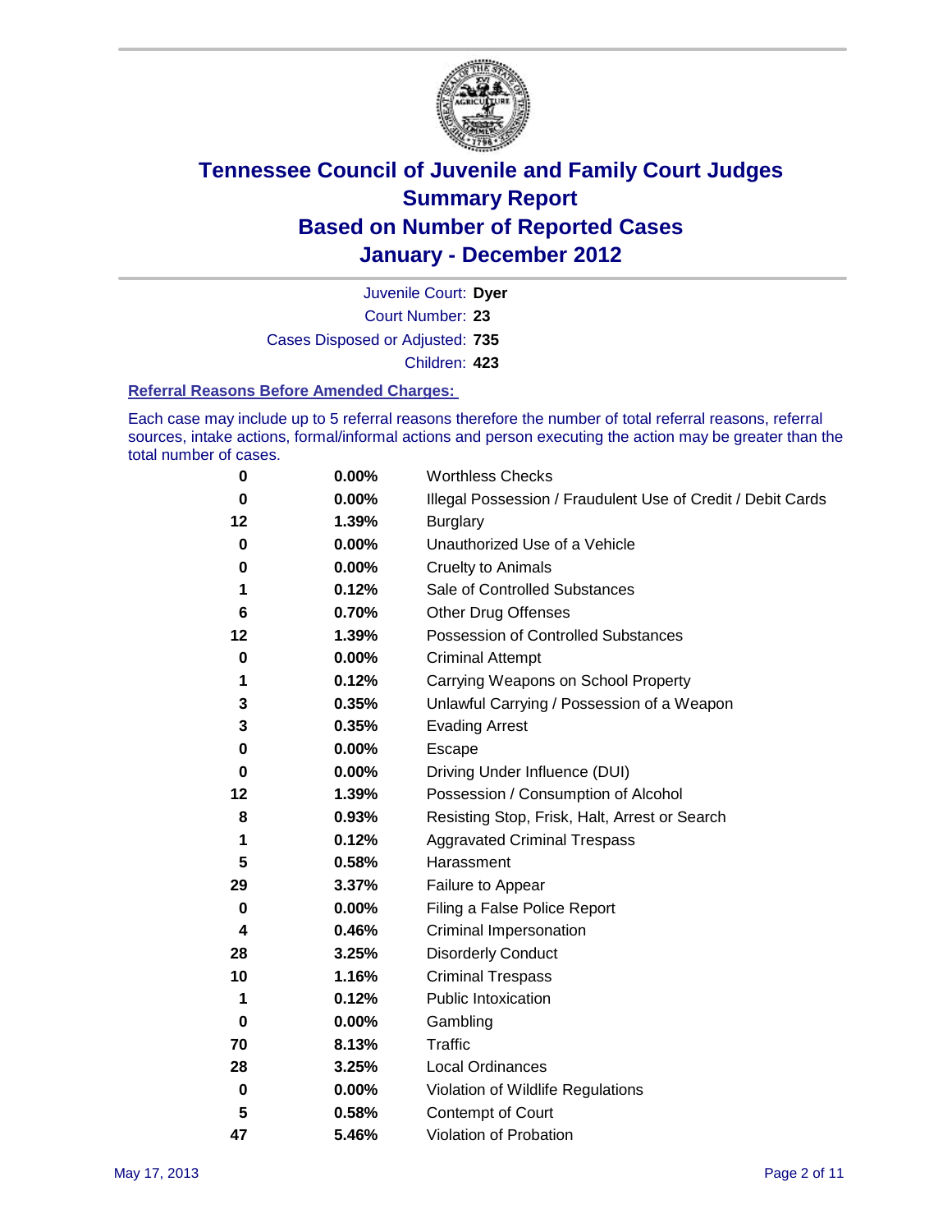# Tennessee Council of Juvenile and Family Court Judges
## Summary Report
## Based on Number of Reported Cases
## January - December 2012

Juvenile Court: **Dyer**
Court Number: **23**
Cases Disposed or Adjusted: **735**
Children: **423**

### Referral Reasons Before Amended Charges:

Each case may include up to 5 referral reasons therefore the number of total referral reasons, referral sources, intake actions, formal/informal actions and person executing the action may be greater than the total number of cases.

| | | |
|---|---|---|
| 0 | 0.00% | Worthless Checks |
| 0 | 0.00% | Illegal Possession / Fraudulent Use of Credit / Debit Cards |
| 12 | 1.39% | Burglary |
| 0 | 0.00% | Unauthorized Use of a Vehicle |
| 0 | 0.00% | Cruelty to Animals |
| 1 | 0.12% | Sale of Controlled Substances |
| 6 | 0.70% | Other Drug Offenses |
| 12 | 1.39% | Possession of Controlled Substances |
| 0 | 0.00% | Criminal Attempt |
| 1 | 0.12% | Carrying Weapons on School Property |
| 3 | 0.35% | Unlawful Carrying / Possession of a Weapon |
| 3 | 0.35% | Evading Arrest |
| 0 | 0.00% | Escape |
| 0 | 0.00% | Driving Under Influence (DUI) |
| 12 | 1.39% | Possession / Consumption of Alcohol |
| 8 | 0.93% | Resisting Stop, Frisk, Halt, Arrest or Search |
| 1 | 0.12% | Aggravated Criminal Trespass |
| 5 | 0.58% | Harassment |
| 29 | 3.37% | Failure to Appear |
| 0 | 0.00% | Filing a False Police Report |
| 4 | 0.46% | Criminal Impersonation |
| 28 | 3.25% | Disorderly Conduct |
| 10 | 1.16% | Criminal Trespass |
| 1 | 0.12% | Public Intoxication |
| 0 | 0.00% | Gambling |
| 70 | 8.13% | Traffic |
| 28 | 3.25% | Local Ordinances |
| 0 | 0.00% | Violation of Wildlife Regulations |
| 5 | 0.58% | Contempt of Court |
| 47 | 5.46% | Violation of Probation |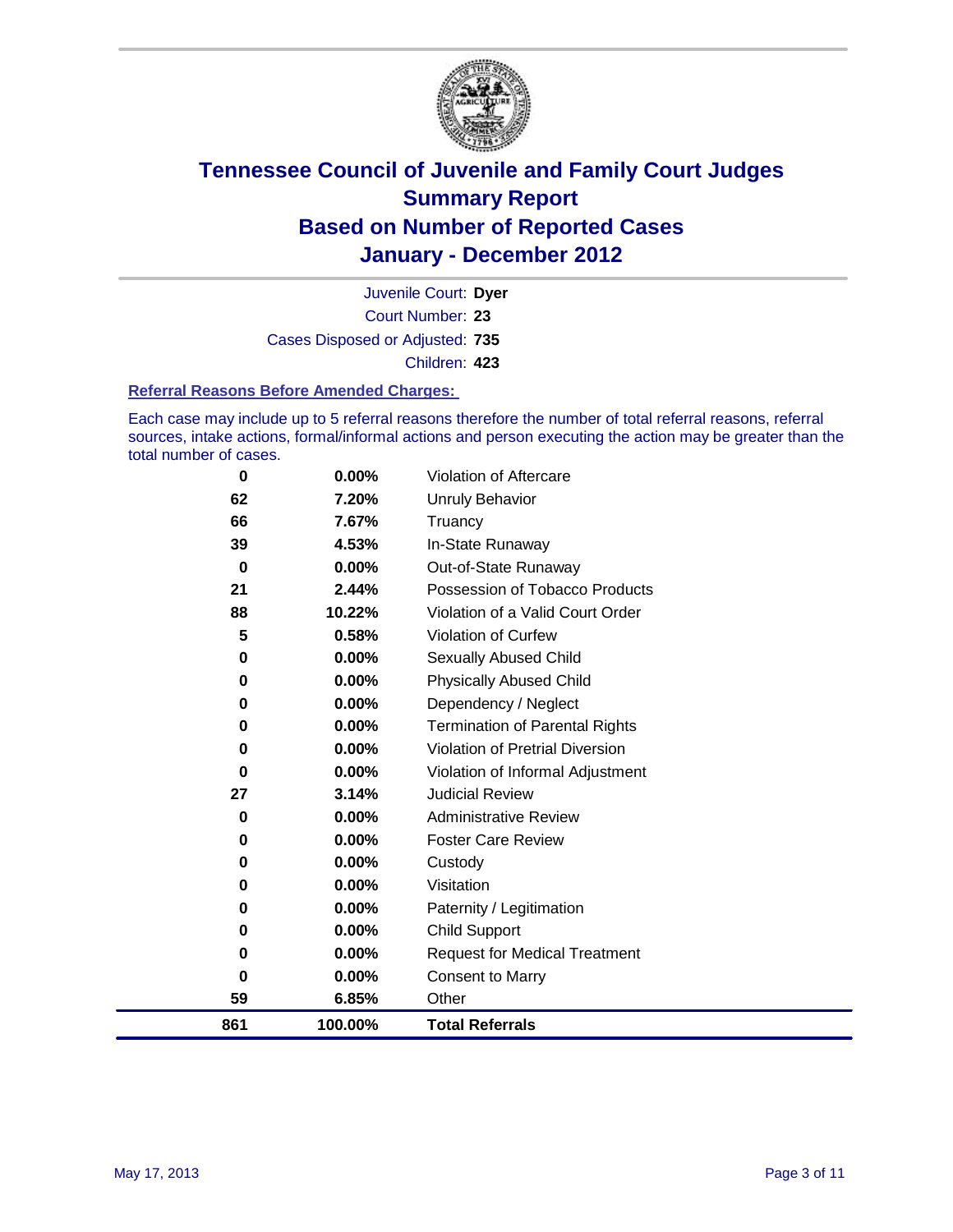# Tennessee Council of Juvenile and Family Court Judges
# Summary Report
# Based on Number of Reported Cases
# January - December 2012

Juvenile Court: **Dyer**

Court Number: **23**

Cases Disposed or Adjusted: **735**

Children: **423**

### Referral Reasons Before Amended Charges:

Each case may include up to 5 referral reasons therefore the number of total referral reasons, referral sources, intake actions, formal/informal actions and person executing the action may be greater than the total number of cases.

| | | |
|---|---|---|
| 0 | 0.00% | Violation of Aftercare |
| 62 | 7.20% | Unruly Behavior |
| 66 | 7.67% | Truancy |
| 39 | 4.53% | In-State Runaway |
| 0 | 0.00% | Out-of-State Runaway |
| 21 | 2.44% | Possession of Tobacco Products |
| 88 | 10.22% | Violation of a Valid Court Order |
| 5 | 0.58% | Violation of Curfew |
| 0 | 0.00% | Sexually Abused Child |
| 0 | 0.00% | Physically Abused Child |
| 0 | 0.00% | Dependency / Neglect |
| 0 | 0.00% | Termination of Parental Rights |
| 0 | 0.00% | Violation of Pretrial Diversion |
| 0 | 0.00% | Violation of Informal Adjustment |
| 27 | 3.14% | Judicial Review |
| 0 | 0.00% | Administrative Review |
| 0 | 0.00% | Foster Care Review |
| 0 | 0.00% | Custody |
| 0 | 0.00% | Visitation |
| 0 | 0.00% | Paternity / Legitimation |
| 0 | 0.00% | Child Support |
| 0 | 0.00% | Request for Medical Treatment |
| 0 | 0.00% | Consent to Marry |
| 59 | 6.85% | Other |
| **861** | **100.00%** | **Total Referrals** |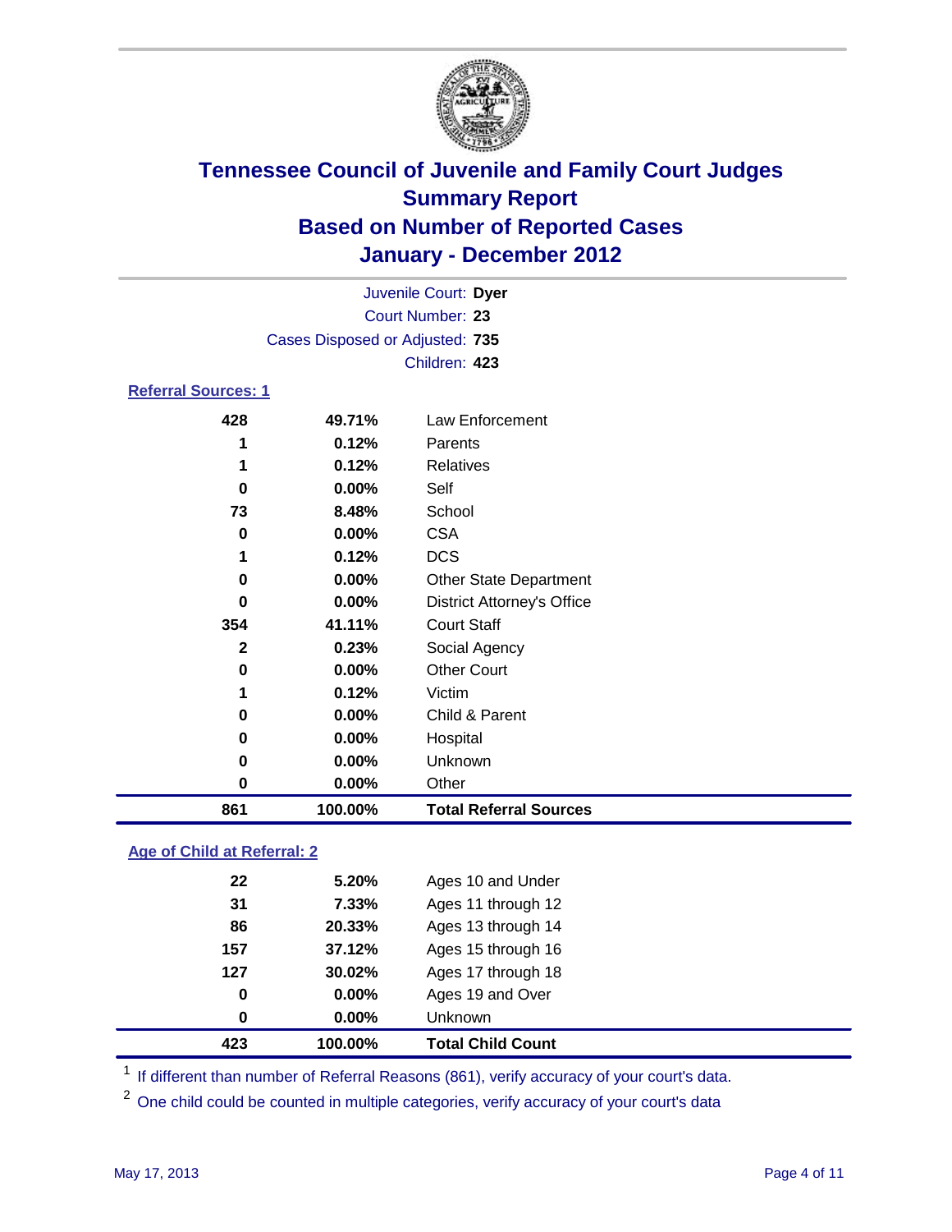# Tennessee Council of Juvenile and Family Court Judges
## Summary Report
## Based on Number of Reported Cases
## January - December 2012

Juvenile Court: **Dyer**
Court Number: **23**
Cases Disposed or Adjusted: **735**
Children: **423**

### Referral Sources: 1

| Count | Percent | Source |
|---|---|---|
| 428 | 49.71% | Law Enforcement |
| 1 | 0.12% | Parents |
| 1 | 0.12% | Relatives |
| 0 | 0.00% | Self |
| 73 | 8.48% | School |
| 0 | 0.00% | CSA |
| 1 | 0.12% | DCS |
| 0 | 0.00% | Other State Department |
| 0 | 0.00% | District Attorney's Office |
| 354 | 41.11% | Court Staff |
| 2 | 0.23% | Social Agency |
| 0 | 0.00% | Other Court |
| 1 | 0.12% | Victim |
| 0 | 0.00% | Child & Parent |
| 0 | 0.00% | Hospital |
| 0 | 0.00% | Unknown |
| 0 | 0.00% | Other |
| **861** | **100.00%** | **Total Referral Sources** |

### Age of Child at Referral: 2

| Count | Percent | Age |
|---|---|---|
| 22 | 5.20% | Ages 10 and Under |
| 31 | 7.33% | Ages 11 through 12 |
| 86 | 20.33% | Ages 13 through 14 |
| 157 | 37.12% | Ages 15 through 16 |
| 127 | 30.02% | Ages 17 through 18 |
| 0 | 0.00% | Ages 19 and Over |
| 0 | 0.00% | Unknown |
| **423** | **100.00%** | **Total Child Count** |

[1] If different than number of Referral Reasons (861), verify accuracy of your court's data.

[2] One child could be counted in multiple categories, verify accuracy of your court's data

May 17, 2013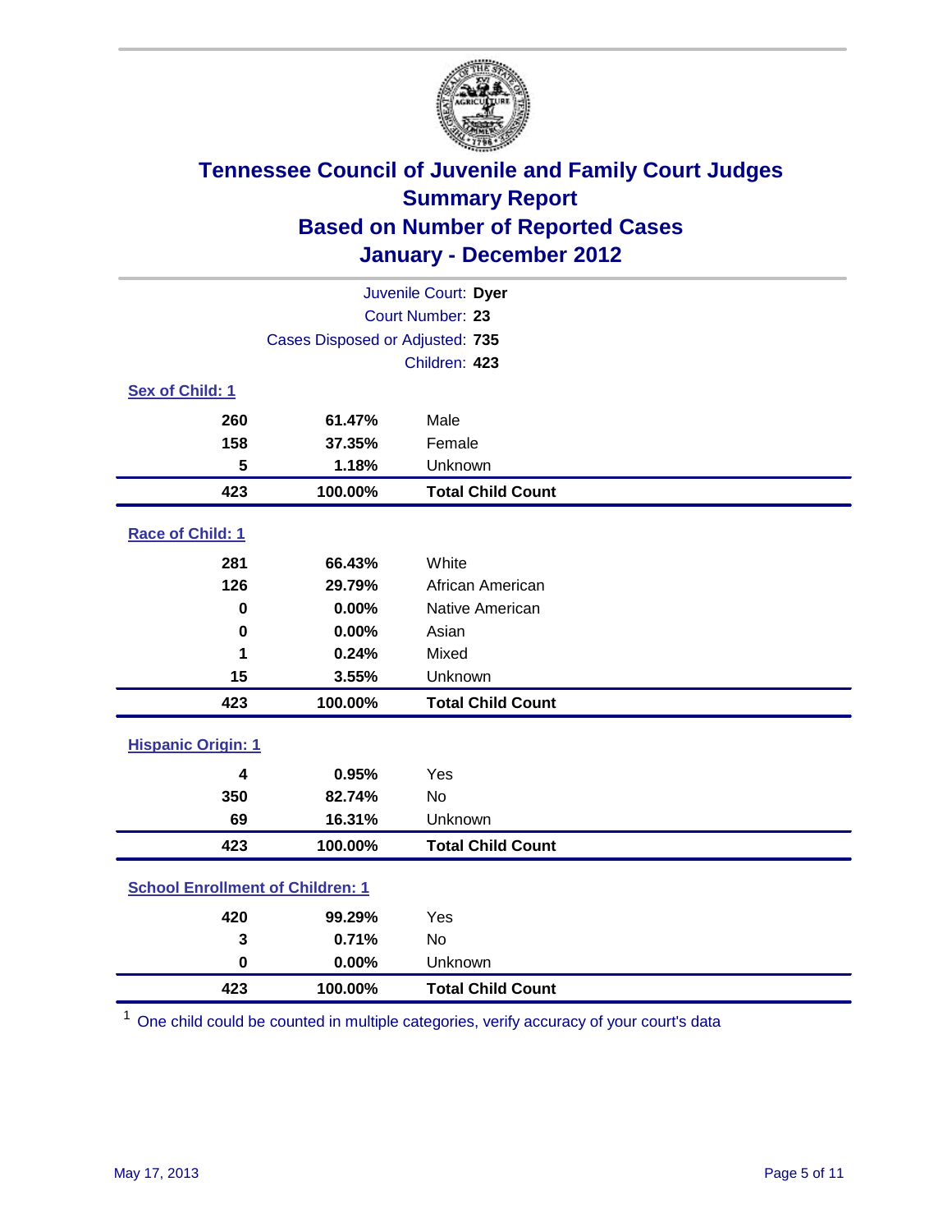# Tennessee Council of Juvenile and Family Court Judges
## Summary Report
## Based on Number of Reported Cases
## January - December 2012

Juvenile Court: **Dyer**
Court Number: **23**
Cases Disposed or Adjusted: **735**
Children: **423**

### Sex of Child: 1

| | | |
|---|---|---|
| 260 | 61.47% | Male |
| 158 | 37.35% | Female |
| 5 | 1.18% | Unknown |
| **423** | **100.00%** | **Total Child Count** |

### Race of Child: 1

| | | |
|---|---|---|
| 281 | 66.43% | White |
| 126 | 29.79% | African American |
| 0 | 0.00% | Native American |
| 0 | 0.00% | Asian |
| 1 | 0.24% | Mixed |
| 15 | 3.55% | Unknown |
| **423** | **100.00%** | **Total Child Count** |

### Hispanic Origin: 1

| | | |
|---|---|---|
| 4 | 0.95% | Yes |
| 350 | 82.74% | No |
| 69 | 16.31% | Unknown |
| **423** | **100.00%** | **Total Child Count** |

### School Enrollment of Children: 1

| | | |
|---|---|---|
| 420 | 99.29% | Yes |
| 3 | 0.71% | No |
| 0 | 0.00% | Unknown |
| **423** | **100.00%** | **Total Child Count** |

[1] One child could be counted in multiple categories, verify accuracy of your court's data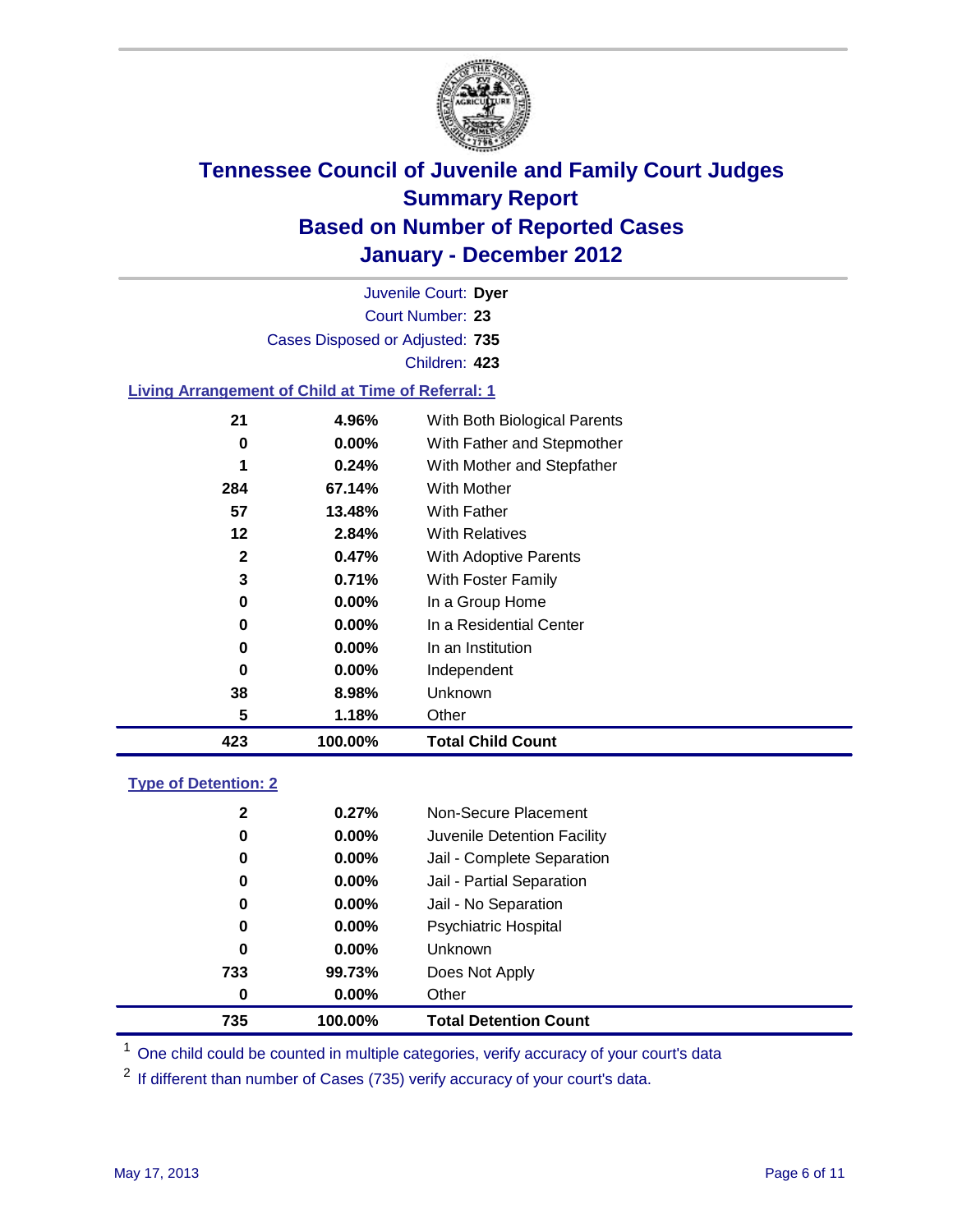# Tennessee Council of Juvenile and Family Court Judges
# Summary Report
# Based on Number of Reported Cases
# January - December 2012

Juvenile Court: **Dyer**

Court Number: **23**

Cases Disposed or Adjusted: **735**

Children: **423**

## Living Arrangement of Child at Time of Referral: 1

| | | |
|---|---|---|
| 21 | 4.96% | With Both Biological Parents |
| 0 | 0.00% | With Father and Stepmother |
| 1 | 0.24% | With Mother and Stepfather |
| 284 | 67.14% | With Mother |
| 57 | 13.48% | With Father |
| 12 | 2.84% | With Relatives |
| 2 | 0.47% | With Adoptive Parents |
| 3 | 0.71% | With Foster Family |
| 0 | 0.00% | In a Group Home |
| 0 | 0.00% | In a Residential Center |
| 0 | 0.00% | In an Institution |
| 0 | 0.00% | Independent |
| 38 | 8.98% | Unknown |
| 5 | 1.18% | Other |
| **423** | **100.00%** | **Total Child Count** |

## Type of Detention: 2

| | | |
|---|---|---|
| 2 | 0.27% | Non-Secure Placement |
| 0 | 0.00% | Juvenile Detention Facility |
| 0 | 0.00% | Jail - Complete Separation |
| 0 | 0.00% | Jail - Partial Separation |
| 0 | 0.00% | Jail - No Separation |
| 0 | 0.00% | Psychiatric Hospital |
| 0 | 0.00% | Unknown |
| 733 | 99.73% | Does Not Apply |
| 0 | 0.00% | Other |
| **735** | **100.00%** | **Total Detention Count** |

[1] One child could be counted in multiple categories, verify accuracy of your court's data

[2] If different than number of Cases (735) verify accuracy of your court's data.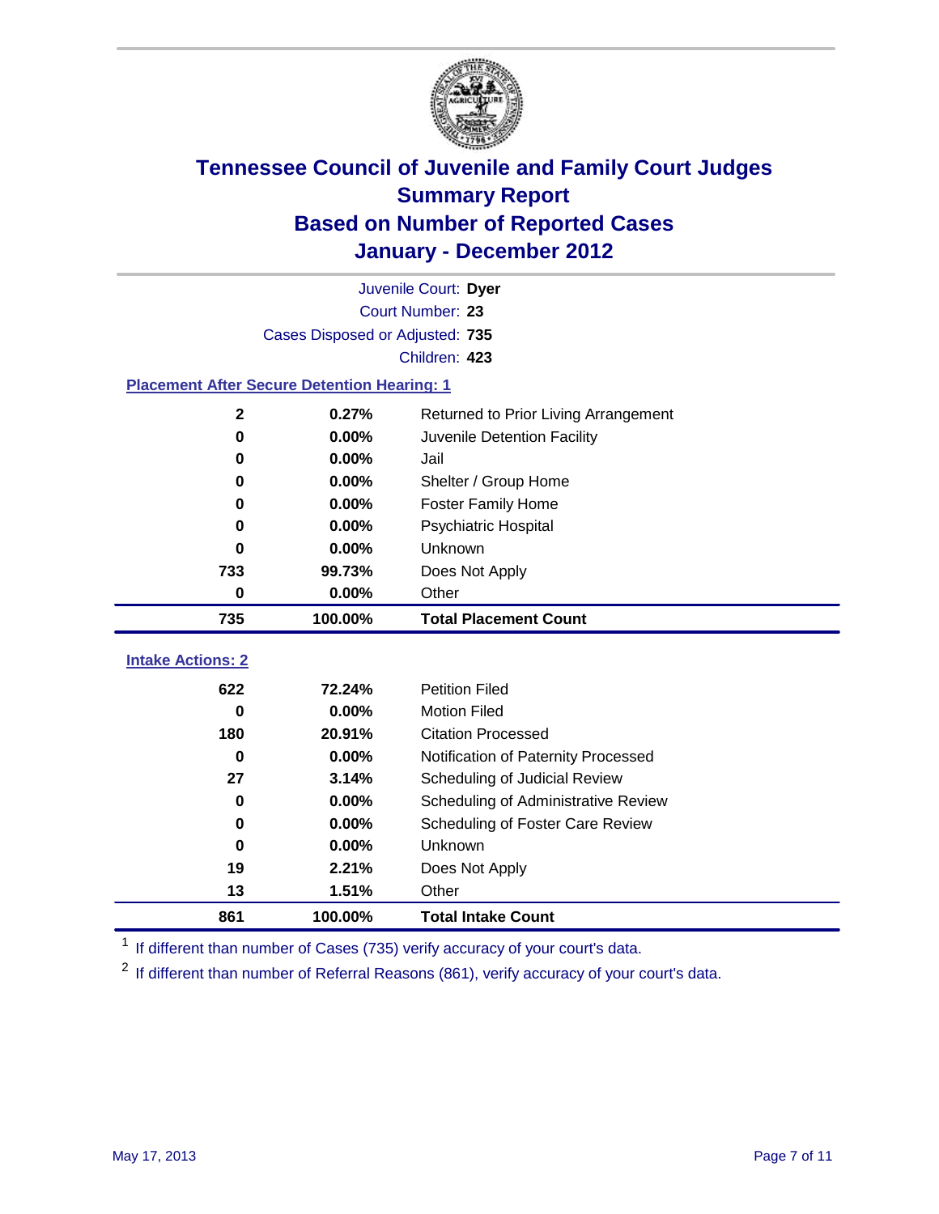# Tennessee Council of Juvenile and Family Court Judges
## Summary Report
## Based on Number of Reported Cases
## January - December 2012

Juvenile Court: **Dyer**

Court Number: **23**

Cases Disposed or Adjusted: **735**

Children: **423**

### Placement After Secure Detention Hearing: 1

| | | |
|---|---|---|
| **2** | **0.27%** | Returned to Prior Living Arrangement |
| **0** | **0.00%** | Juvenile Detention Facility |
| **0** | **0.00%** | Jail |
| **0** | **0.00%** | Shelter / Group Home |
| **0** | **0.00%** | Foster Family Home |
| **0** | **0.00%** | Psychiatric Hospital |
| **0** | **0.00%** | Unknown |
| **733** | **99.73%** | Does Not Apply |
| **0** | **0.00%** | Other |
| **735** | **100.00%** | **Total Placement Count** |

### Intake Actions: 2

| | | |
|---|---|---|
| **622** | **72.24%** | Petition Filed |
| **0** | **0.00%** | Motion Filed |
| **180** | **20.91%** | Citation Processed |
| **0** | **0.00%** | Notification of Paternity Processed |
| **27** | **3.14%** | Scheduling of Judicial Review |
| **0** | **0.00%** | Scheduling of Administrative Review |
| **0** | **0.00%** | Scheduling of Foster Care Review |
| **0** | **0.00%** | Unknown |
| **19** | **2.21%** | Does Not Apply |
| **13** | **1.51%** | Other |
| **861** | **100.00%** | **Total Intake Count** |

[1] If different than number of Cases (735) verify accuracy of your court's data.

[2] If different than number of Referral Reasons (861), verify accuracy of your court's data.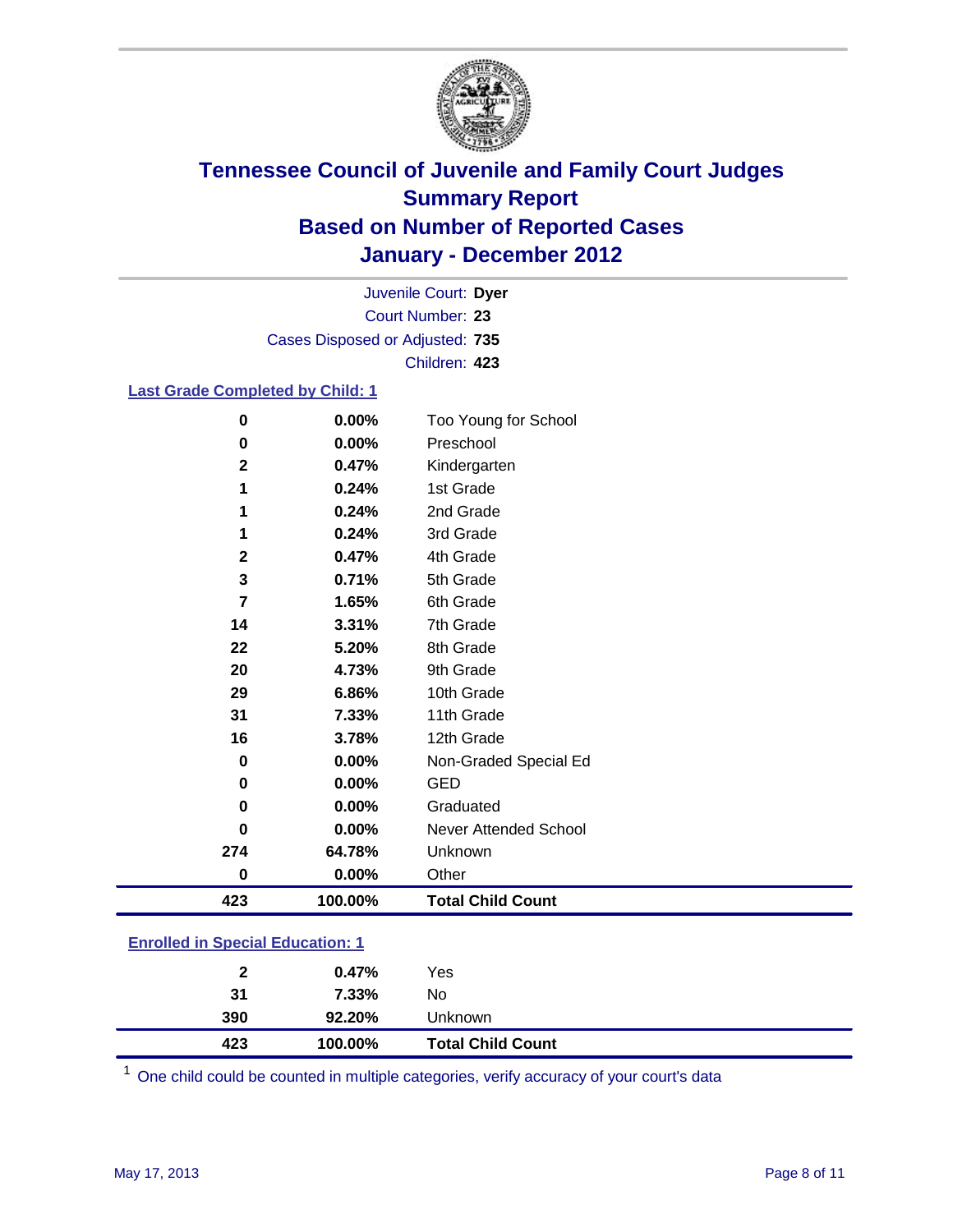# Tennessee Council of Juvenile and Family Court Judges
## Summary Report
## Based on Number of Reported Cases
## January - December 2012

Juvenile Court: **Dyer**
Court Number: **23**
Cases Disposed or Adjusted: **735**
Children: **423**

### Last Grade Completed by Child: 1

| Count | Percent | Category |
|---|---|---|
| 0 | 0.00% | Too Young for School |
| 0 | 0.00% | Preschool |
| 2 | 0.47% | Kindergarten |
| 1 | 0.24% | 1st Grade |
| 1 | 0.24% | 2nd Grade |
| 1 | 0.24% | 3rd Grade |
| 2 | 0.47% | 4th Grade |
| 3 | 0.71% | 5th Grade |
| 7 | 1.65% | 6th Grade |
| 14 | 3.31% | 7th Grade |
| 22 | 5.20% | 8th Grade |
| 20 | 4.73% | 9th Grade |
| 29 | 6.86% | 10th Grade |
| 31 | 7.33% | 11th Grade |
| 16 | 3.78% | 12th Grade |
| 0 | 0.00% | Non-Graded Special Ed |
| 0 | 0.00% | GED |
| 0 | 0.00% | Graduated |
| 0 | 0.00% | Never Attended School |
| 274 | 64.78% | Unknown |
| 0 | 0.00% | Other |
| **423** | **100.00%** | **Total Child Count** |

### Enrolled in Special Education: 1

| Count | Percent | Category |
|---|---|---|
| 2 | 0.47% | Yes |
| 31 | 7.33% | No |
| 390 | 92.20% | Unknown |
| **423** | **100.00%** | **Total Child Count** |

[1] One child could be counted in multiple categories, verify accuracy of your court's data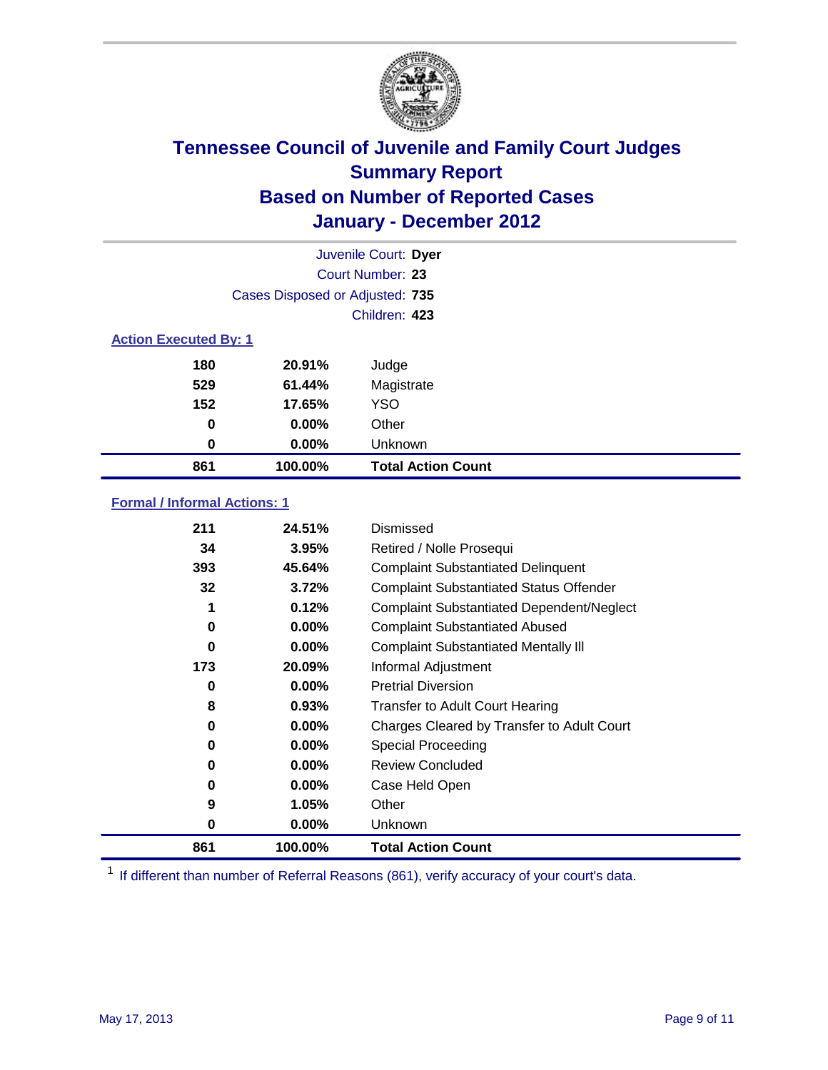# Tennessee Council of Juvenile and Family Court Judges
## Summary Report
## Based on Number of Reported Cases
## January - December 2012

Juvenile Court: **Dyer**
Court Number: **23**
Cases Disposed or Adjusted: **735**
Children: **423**

### Action Executed By: 1

| | | |
|---|---|---|
| 180 | 20.91% | Judge |
| 529 | 61.44% | Magistrate |
| 152 | 17.65% | YSO |
| 0 | 0.00% | Other |
| 0 | 0.00% | Unknown |
| **861** | **100.00%** | **Total Action Count** |

### Formal / Informal Actions: 1

| | | |
|---|---|---|
| 211 | 24.51% | Dismissed |
| 34 | 3.95% | Retired / Nolle Prosequi |
| 393 | 45.64% | Complaint Substantiated Delinquent |
| 32 | 3.72% | Complaint Substantiated Status Offender |
| 1 | 0.12% | Complaint Substantiated Dependent/Neglect |
| 0 | 0.00% | Complaint Substantiated Abused |
| 0 | 0.00% | Complaint Substantiated Mentally Ill |
| 173 | 20.09% | Informal Adjustment |
| 0 | 0.00% | Pretrial Diversion |
| 8 | 0.93% | Transfer to Adult Court Hearing |
| 0 | 0.00% | Charges Cleared by Transfer to Adult Court |
| 0 | 0.00% | Special Proceeding |
| 0 | 0.00% | Review Concluded |
| 0 | 0.00% | Case Held Open |
| 9 | 1.05% | Other |
| 0 | 0.00% | Unknown |
| **861** | **100.00%** | **Total Action Count** |

[1] If different than number of Referral Reasons (861), verify accuracy of your court's data.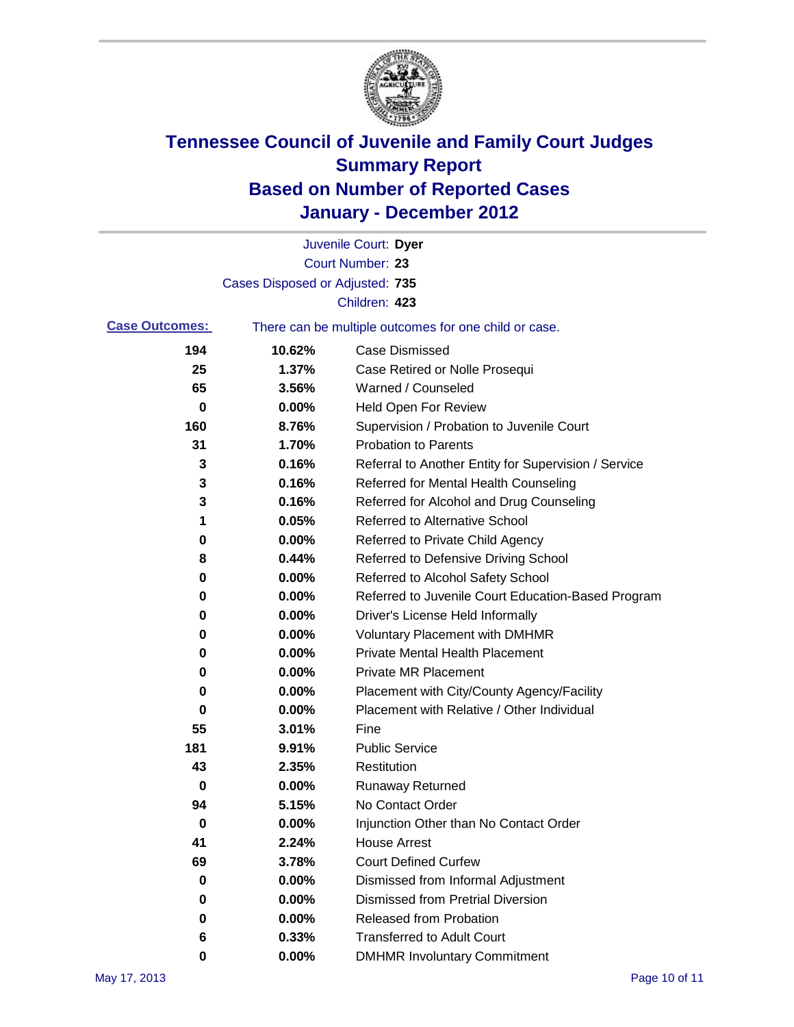# Tennessee Council of Juvenile and Family Court Judges
## Summary Report
## Based on Number of Reported Cases
## January - December 2012

Juvenile Court: **Dyer**
Court Number: **23**
Cases Disposed or Adjusted: **735**
Children: **423**

**Case Outcomes:** There can be multiple outcomes for one child or case.

| Count | Percent | Outcome |
|---|---|---|
| 194 | 10.62% | Case Dismissed |
| 25 | 1.37% | Case Retired or Nolle Prosequi |
| 65 | 3.56% | Warned / Counseled |
| 0 | 0.00% | Held Open For Review |
| 160 | 8.76% | Supervision / Probation to Juvenile Court |
| 31 | 1.70% | Probation to Parents |
| 3 | 0.16% | Referral to Another Entity for Supervision / Service |
| 3 | 0.16% | Referred for Mental Health Counseling |
| 3 | 0.16% | Referred for Alcohol and Drug Counseling |
| 1 | 0.05% | Referred to Alternative School |
| 0 | 0.00% | Referred to Private Child Agency |
| 8 | 0.44% | Referred to Defensive Driving School |
| 0 | 0.00% | Referred to Alcohol Safety School |
| 0 | 0.00% | Referred to Juvenile Court Education-Based Program |
| 0 | 0.00% | Driver's License Held Informally |
| 0 | 0.00% | Voluntary Placement with DMHMR |
| 0 | 0.00% | Private Mental Health Placement |
| 0 | 0.00% | Private MR Placement |
| 0 | 0.00% | Placement with City/County Agency/Facility |
| 0 | 0.00% | Placement with Relative / Other Individual |
| 55 | 3.01% | Fine |
| 181 | 9.91% | Public Service |
| 43 | 2.35% | Restitution |
| 0 | 0.00% | Runaway Returned |
| 94 | 5.15% | No Contact Order |
| 0 | 0.00% | Injunction Other than No Contact Order |
| 41 | 2.24% | House Arrest |
| 69 | 3.78% | Court Defined Curfew |
| 0 | 0.00% | Dismissed from Informal Adjustment |
| 0 | 0.00% | Dismissed from Pretrial Diversion |
| 0 | 0.00% | Released from Probation |
| 6 | 0.33% | Transferred to Adult Court |
| 0 | 0.00% | DMHMR Involuntary Commitment |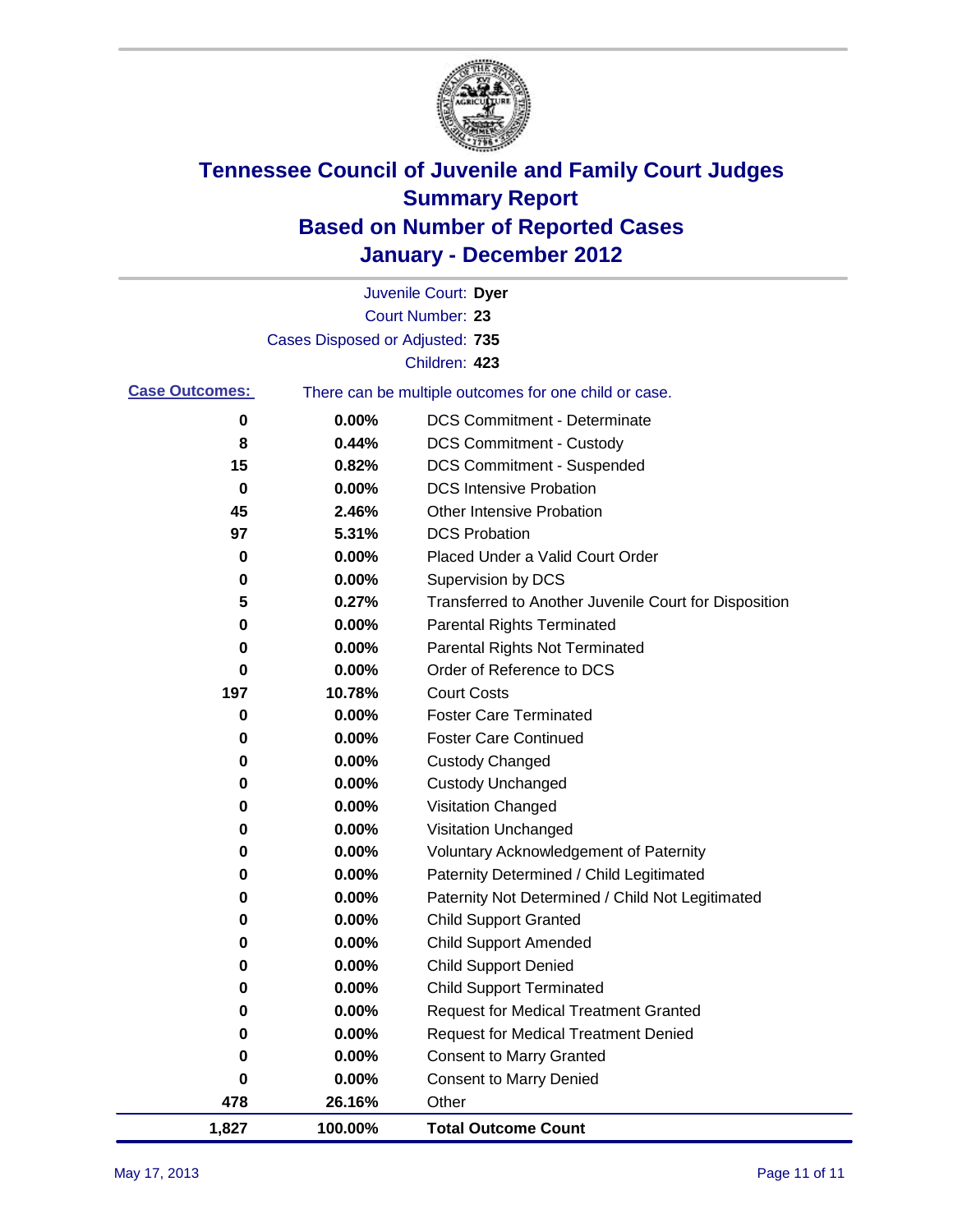# Tennessee Council of Juvenile and Family Court Judges
## Summary Report
## Based on Number of Reported Cases
## January - December 2012

Juvenile Court: **Dyer**
Court Number: **23**
Cases Disposed or Adjusted: **735**
Children: **423**

**Case Outcomes:** There can be multiple outcomes for one child or case.

| | | |
|---|---|---|
| 0 | 0.00% | DCS Commitment - Determinate |
| 8 | 0.44% | DCS Commitment - Custody |
| 15 | 0.82% | DCS Commitment - Suspended |
| 0 | 0.00% | DCS Intensive Probation |
| 45 | 2.46% | Other Intensive Probation |
| 97 | 5.31% | DCS Probation |
| 0 | 0.00% | Placed Under a Valid Court Order |
| 0 | 0.00% | Supervision by DCS |
| 5 | 0.27% | Transferred to Another Juvenile Court for Disposition |
| 0 | 0.00% | Parental Rights Terminated |
| 0 | 0.00% | Parental Rights Not Terminated |
| 0 | 0.00% | Order of Reference to DCS |
| 197 | 10.78% | Court Costs |
| 0 | 0.00% | Foster Care Terminated |
| 0 | 0.00% | Foster Care Continued |
| 0 | 0.00% | Custody Changed |
| 0 | 0.00% | Custody Unchanged |
| 0 | 0.00% | Visitation Changed |
| 0 | 0.00% | Visitation Unchanged |
| 0 | 0.00% | Voluntary Acknowledgement of Paternity |
| 0 | 0.00% | Paternity Determined / Child Legitimated |
| 0 | 0.00% | Paternity Not Determined / Child Not Legitimated |
| 0 | 0.00% | Child Support Granted |
| 0 | 0.00% | Child Support Amended |
| 0 | 0.00% | Child Support Denied |
| 0 | 0.00% | Child Support Terminated |
| 0 | 0.00% | Request for Medical Treatment Granted |
| 0 | 0.00% | Request for Medical Treatment Denied |
| 0 | 0.00% | Consent to Marry Granted |
| 0 | 0.00% | Consent to Marry Denied |
| 478 | 26.16% | Other |
| **1,827** | **100.00%** | **Total Outcome Count** |